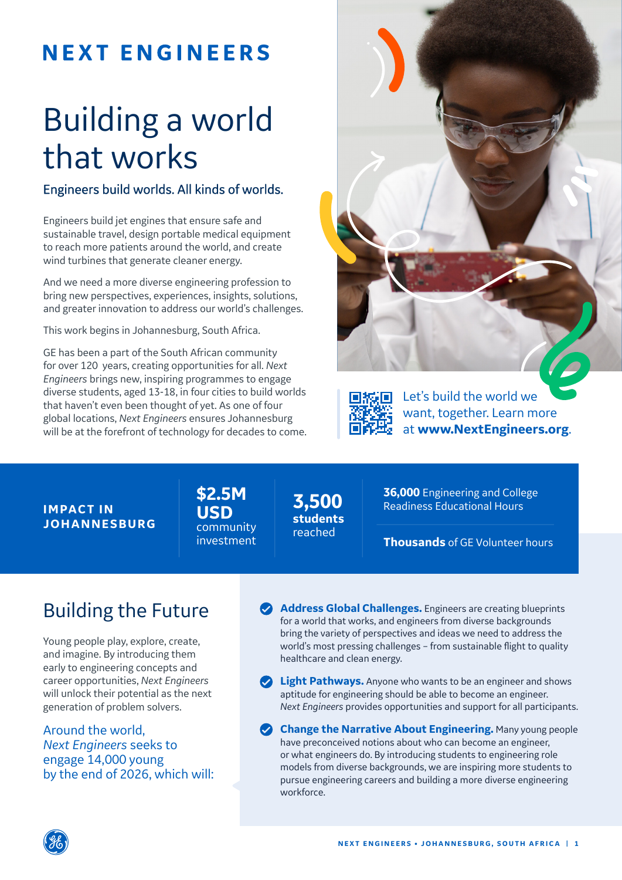# NEXT ENGINEERS

## Building a world that works

### Engineers build worlds. All kinds of worlds.

Engineers build jet engines that ensure safe and sustainable travel, design portable medical equipment to reach more patients around the world, and create wind turbines that generate cleaner energy.

And we need a more diverse engineering profession to bring new perspectives, experiences, insights, solutions, and greater innovation to address our world's challenges.

This work begins in Johannesburg, South Africa.

GE has been a part of the South African community for over 120 years, creating opportunities for all. *Next Engineers* brings new, inspiring programmes to engage diverse students, aged 13-18, in four cities to build worlds that haven't even been thought of yet. As one of four global locations, *Next Engineers* ensures Johannesburg will be at the forefront of technology for decades to come.

Let's build the world we want, together. Learn more at **www.NextEngineers.org**.

**IMPACT IN JOHANNESBURG**

- **$2.5M USD** community investment
- **3,500 students** reached
- **36,000** Engineering and College Readiness Educational Hours
- **Thousands** of GE Volunteer hours

## Building the Future

Young people play, explore, create, and imagine. By introducing them early to engineering concepts and career opportunities, *Next Engineers* will unlock their potential as the next generation of problem solvers.

Around the world, *Next Engineers* seeks to engage 14,000 young by the end of 2026, which will:

- **Address Global Challenges.** Engineers are creating blueprints for a world that works, and engineers from diverse backgrounds bring the variety of perspectives and ideas we need to address the world's most pressing challenges – from sustainable flight to quality healthcare and clean energy.
- **Light Pathways.** Anyone who wants to be an engineer and shows aptitude for engineering should be able to become an engineer. *Next Engineers* provides opportunities and support for all participants.
- **Change the Narrative About Engineering.** Many young people have preconceived notions about who can become an engineer, or what engineers do. By introducing students to engineering role models from diverse backgrounds, we are inspiring more students to pursue engineering careers and building a more diverse engineering workforce.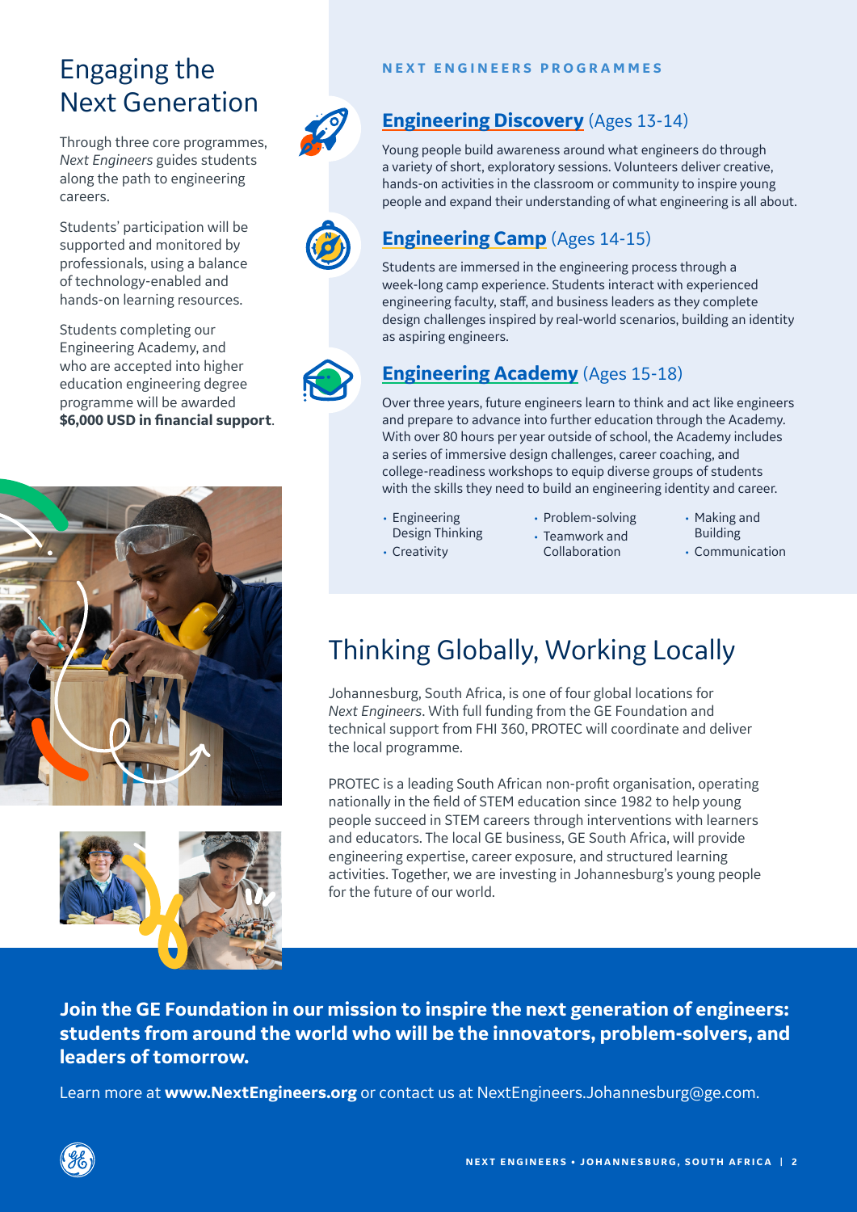# Engaging the Next Generation

Through three core programmes, *Next Engineers* guides students along the path to engineering careers.

Students' participation will be supported and monitored by professionals, using a balance of technology-enabled and hands-on learning resources.

Students completing our Engineering Academy, and who are accepted into higher education engineering degree programme will be awarded **$6,000 USD in financial support**.

## NEXT ENGINEERS PROGRAMMES

### Engineering Discovery (Ages 13-14)

Young people build awareness around what engineers do through a variety of short, exploratory sessions. Volunteers deliver creative, hands-on activities in the classroom or community to inspire young people and expand their understanding of what engineering is all about.

### Engineering Camp (Ages 14-15)

Students are immersed in the engineering process through a week-long camp experience. Students interact with experienced engineering faculty, staff, and business leaders as they complete design challenges inspired by real-world scenarios, building an identity as aspiring engineers.

### Engineering Academy (Ages 15-18)

Over three years, future engineers learn to think and act like engineers and prepare to advance into further education through the Academy. With over 80 hours per year outside of school, the Academy includes a series of immersive design challenges, career coaching, and college-readiness workshops to equip diverse groups of students with the skills they need to build an engineering identity and career.

- Engineering Design Thinking
- Creativity
- Problem-solving
- Teamwork and Collaboration
- Making and Building
- Communication

# Thinking Globally, Working Locally

Johannesburg, South Africa, is one of four global locations for *Next Engineers*. With full funding from the GE Foundation and technical support from FHI 360, PROTEC will coordinate and deliver the local programme.

PROTEC is a leading South African non-profit organisation, operating nationally in the field of STEM education since 1982 to help young people succeed in STEM careers through interventions with learners and educators. The local GE business, GE South Africa, will provide engineering expertise, career exposure, and structured learning activities. Together, we are investing in Johannesburg's young people for the future of our world.

**Join the GE Foundation in our mission to inspire the next generation of engineers: students from around the world who will be the innovators, problem-solvers, and leaders of tomorrow.**

Learn more at **www.NextEngineers.org** or contact us at NextEngineers.Johannesburg@ge.com.